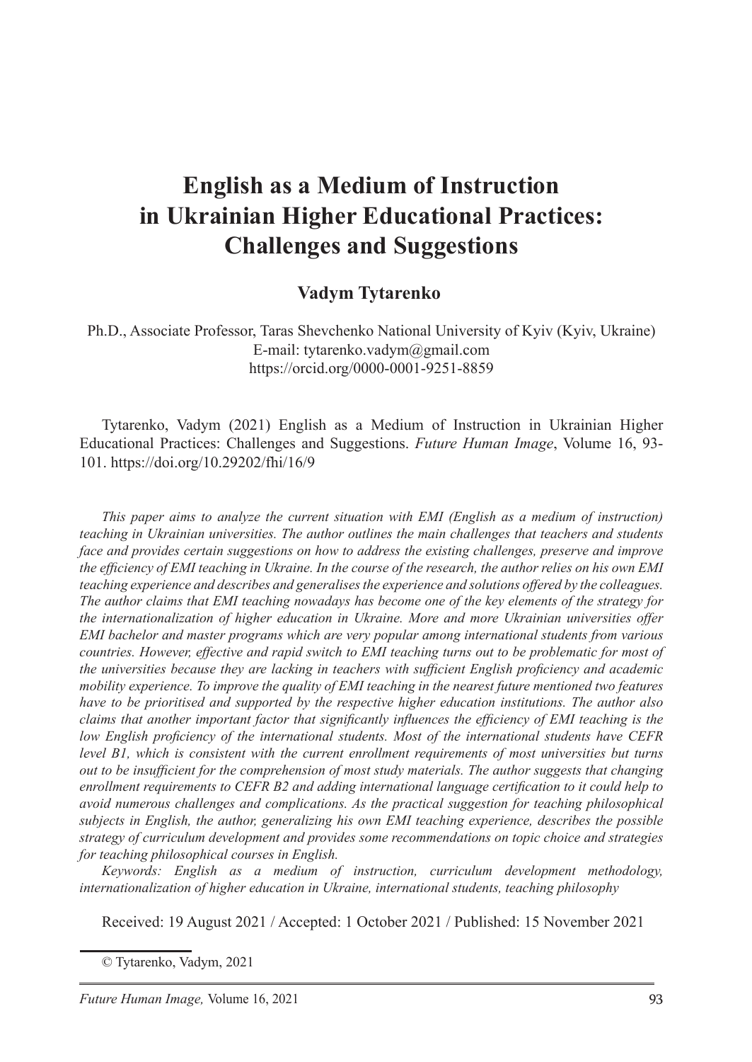# English as a Medium of Instruction in Ukrainian Higher Educational Practices: Challenges and Suggestions

**Vadym Tytarenko**

Ph.D., Associate Professor, Taras Shevchenko National University of Kyiv (Kyiv, Ukraine)
E-mail: tytarenko.vadym@gmail.com
https://orcid.org/0000-0001-9251-8859

Tytarenko, Vadym (2021) English as a Medium of Instruction in Ukrainian Higher Educational Practices: Challenges and Suggestions. *Future Human Image*, Volume 16, 93-101. https://doi.org/10.29202/fhi/16/9

*This paper aims to analyze the current situation with EMI (English as a medium of instruction) teaching in Ukrainian universities. The author outlines the main challenges that teachers and students face and provides certain suggestions on how to address the existing challenges, preserve and improve the efficiency of EMI teaching in Ukraine. In the course of the research, the author relies on his own EMI teaching experience and describes and generalises the experience and solutions offered by the colleagues. The author claims that EMI teaching nowadays has become one of the key elements of the strategy for the internationalization of higher education in Ukraine. More and more Ukrainian universities offer EMI bachelor and master programs which are very popular among international students from various countries. However, effective and rapid switch to EMI teaching turns out to be problematic for most of the universities because they are lacking in teachers with sufficient English proficiency and academic mobility experience. To improve the quality of EMI teaching in the nearest future mentioned two features have to be prioritised and supported by the respective higher education institutions. The author also claims that another important factor that significantly influences the efficiency of EMI teaching is the low English proficiency of the international students. Most of the international students have CEFR level B1, which is consistent with the current enrollment requirements of most universities but turns out to be insufficient for the comprehension of most study materials. The author suggests that changing enrollment requirements to CEFR B2 and adding international language certification to it could help to avoid numerous challenges and complications. As the practical suggestion for teaching philosophical subjects in English, the author, generalizing his own EMI teaching experience, describes the possible strategy of curriculum development and provides some recommendations on topic choice and strategies for teaching philosophical courses in English.*

*Keywords: English as a medium of instruction, curriculum development methodology, internationalization of higher education in Ukraine, international students, teaching philosophy*

Received: 19 August 2021 / Accepted: 1 October 2021 / Published: 15 November 2021

© Tytarenko, Vadym, 2021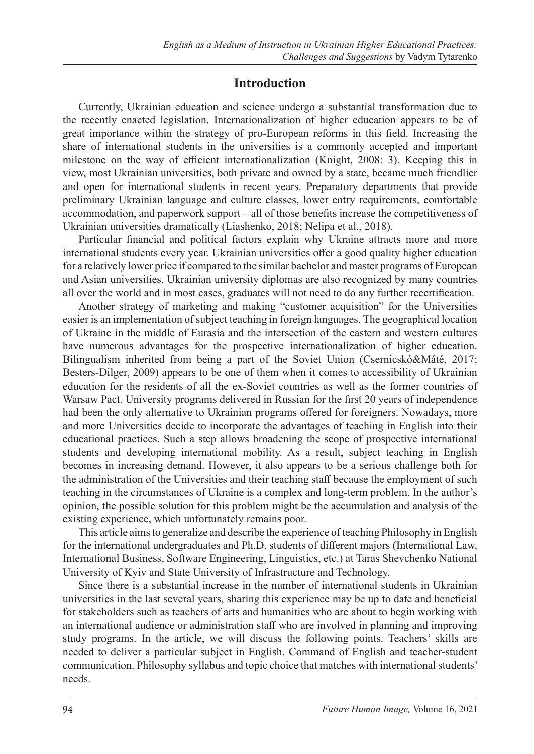## Introduction

Currently, Ukrainian education and science undergo a substantial transformation due to the recently enacted legislation. Internationalization of higher education appears to be of great importance within the strategy of pro-European reforms in this field. Increasing the share of international students in the universities is a commonly accepted and important milestone on the way of efficient internationalization (Knight, 2008: 3). Keeping this in view, most Ukrainian universities, both private and owned by a state, became much friendlier and open for international students in recent years. Preparatory departments that provide preliminary Ukrainian language and culture classes, lower entry requirements, comfortable accommodation, and paperwork support – all of those benefits increase the competitiveness of Ukrainian universities dramatically (Liashenko, 2018; Nelipa et al., 2018).

Particular financial and political factors explain why Ukraine attracts more and more international students every year. Ukrainian universities offer a good quality higher education for a relatively lower price if compared to the similar bachelor and master programs of European and Asian universities. Ukrainian university diplomas are also recognized by many countries all over the world and in most cases, graduates will not need to do any further recertification.

Another strategy of marketing and making "customer acquisition" for the Universities easier is an implementation of subject teaching in foreign languages. The geographical location of Ukraine in the middle of Eurasia and the intersection of the eastern and western cultures have numerous advantages for the prospective internationalization of higher education. Bilingualism inherited from being a part of the Soviet Union (Csernicskó&Máté, 2017; Besters-Dilger, 2009) appears to be one of them when it comes to accessibility of Ukrainian education for the residents of all the ex-Soviet countries as well as the former countries of Warsaw Pact. University programs delivered in Russian for the first 20 years of independence had been the only alternative to Ukrainian programs offered for foreigners. Nowadays, more and more Universities decide to incorporate the advantages of teaching in English into their educational practices. Such a step allows broadening the scope of prospective international students and developing international mobility. As a result, subject teaching in English becomes in increasing demand. However, it also appears to be a serious challenge both for the administration of the Universities and their teaching staff because the employment of such teaching in the circumstances of Ukraine is a complex and long-term problem. In the author's opinion, the possible solution for this problem might be the accumulation and analysis of the existing experience, which unfortunately remains poor.

This article aims to generalize and describe the experience of teaching Philosophy in English for the international undergraduates and Ph.D. students of different majors (International Law, International Business, Software Engineering, Linguistics, etc.) at Taras Shevchenko National University of Kyiv and State University of Infrastructure and Technology.

Since there is a substantial increase in the number of international students in Ukrainian universities in the last several years, sharing this experience may be up to date and beneficial for stakeholders such as teachers of arts and humanities who are about to begin working with an international audience or administration staff who are involved in planning and improving study programs. In the article, we will discuss the following points. Teachers' skills are needed to deliver a particular subject in English. Command of English and teacher-student communication. Philosophy syllabus and topic choice that matches with international students' needs.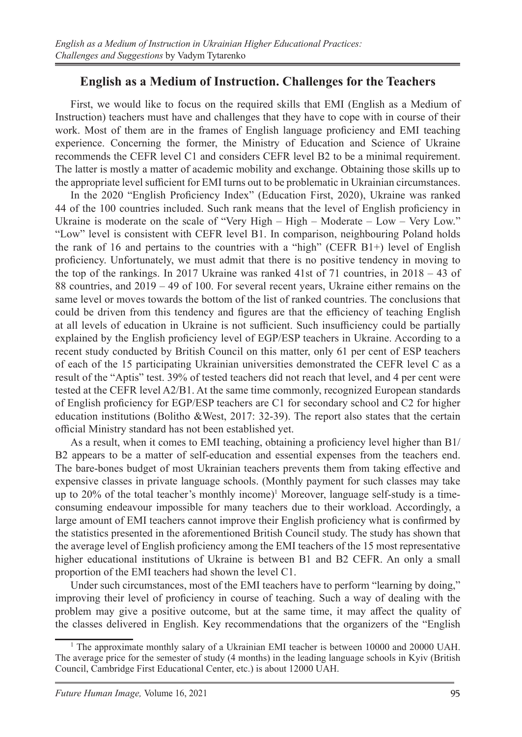## English as a Medium of Instruction. Challenges for the Teachers

First, we would like to focus on the required skills that EMI (English as a Medium of Instruction) teachers must have and challenges that they have to cope with in course of their work. Most of them are in the frames of English language proficiency and EMI teaching experience. Concerning the former, the Ministry of Education and Science of Ukraine recommends the CEFR level C1 and considers CEFR level B2 to be a minimal requirement. The latter is mostly a matter of academic mobility and exchange. Obtaining those skills up to the appropriate level sufficient for EMI turns out to be problematic in Ukrainian circumstances.

In the 2020 "English Proficiency Index" (Education First, 2020), Ukraine was ranked 44 of the 100 countries included. Such rank means that the level of English proficiency in Ukraine is moderate on the scale of "Very High – High – Moderate – Low – Very Low." "Low" level is consistent with CEFR level B1. In comparison, neighbouring Poland holds the rank of 16 and pertains to the countries with a "high" (CEFR B1+) level of English proficiency. Unfortunately, we must admit that there is no positive tendency in moving to the top of the rankings. In 2017 Ukraine was ranked 41st of 71 countries, in 2018 – 43 of 88 countries, and 2019 – 49 of 100. For several recent years, Ukraine either remains on the same level or moves towards the bottom of the list of ranked countries. The conclusions that could be driven from this tendency and figures are that the efficiency of teaching English at all levels of education in Ukraine is not sufficient. Such insufficiency could be partially explained by the English proficiency level of EGP/ESP teachers in Ukraine. According to a recent study conducted by British Council on this matter, only 61 per cent of ESP teachers of each of the 15 participating Ukrainian universities demonstrated the CEFR level C as a result of the "Aptis" test. 39% of tested teachers did not reach that level, and 4 per cent were tested at the CEFR level A2/B1. At the same time commonly, recognized European standards of English proficiency for EGP/ESP teachers are C1 for secondary school and C2 for higher education institutions (Bolitho &West, 2017: 32-39). The report also states that the certain official Ministry standard has not been established yet.

As a result, when it comes to EMI teaching, obtaining a proficiency level higher than B1/B2 appears to be a matter of self-education and essential expenses from the teachers end. The bare-bones budget of most Ukrainian teachers prevents them from taking effective and expensive classes in private language schools. (Monthly payment for such classes may take up to 20% of the total teacher's monthly income)[1] Moreover, language self-study is a time-consuming endeavour impossible for many teachers due to their workload. Accordingly, a large amount of EMI teachers cannot improve their English proficiency what is confirmed by the statistics presented in the aforementioned British Council study. The study has shown that the average level of English proficiency among the EMI teachers of the 15 most representative higher educational institutions of Ukraine is between B1 and B2 CEFR. An only a small proportion of the EMI teachers had shown the level C1.

Under such circumstances, most of the EMI teachers have to perform "learning by doing," improving their level of proficiency in course of teaching. Such a way of dealing with the problem may give a positive outcome, but at the same time, it may affect the quality of the classes delivered in English. Key recommendations that the organizers of the "English

[1] The approximate monthly salary of a Ukrainian EMI teacher is between 10000 and 20000 UAH. The average price for the semester of study (4 months) in the leading language schools in Kyiv (British Council, Cambridge First Educational Center, etc.) is about 12000 UAH.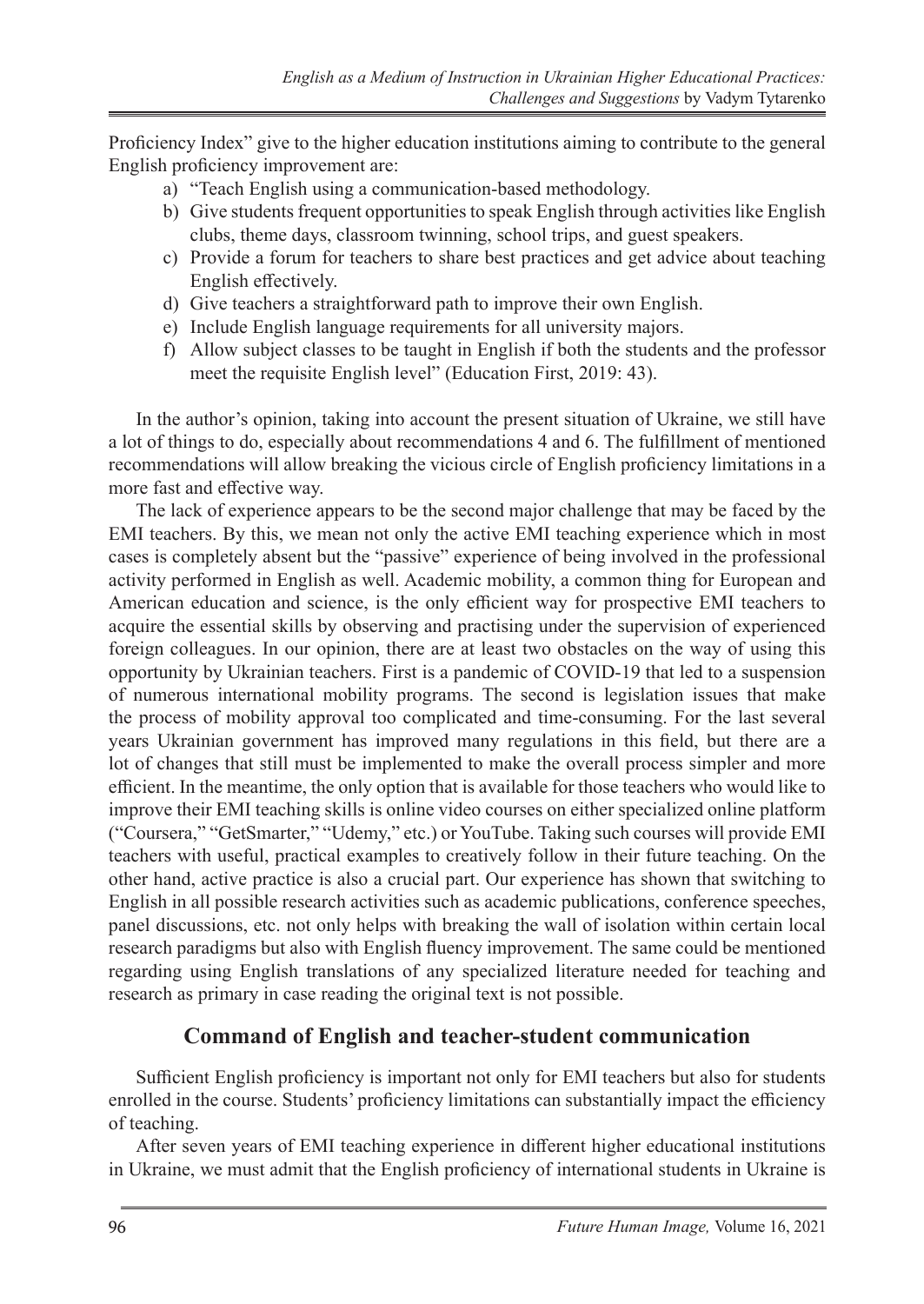Proficiency Index" give to the higher education institutions aiming to contribute to the general English proficiency improvement are:

a) "Teach English using a communication-based methodology.
b) Give students frequent opportunities to speak English through activities like English clubs, theme days, classroom twinning, school trips, and guest speakers.
c) Provide a forum for teachers to share best practices and get advice about teaching English effectively.
d) Give teachers a straightforward path to improve their own English.
e) Include English language requirements for all university majors.
f) Allow subject classes to be taught in English if both the students and the professor meet the requisite English level" (Education First, 2019: 43).

In the author's opinion, taking into account the present situation of Ukraine, we still have a lot of things to do, especially about recommendations 4 and 6. The fulfillment of mentioned recommendations will allow breaking the vicious circle of English proficiency limitations in a more fast and effective way.

The lack of experience appears to be the second major challenge that may be faced by the EMI teachers. By this, we mean not only the active EMI teaching experience which in most cases is completely absent but the "passive" experience of being involved in the professional activity performed in English as well. Academic mobility, a common thing for European and American education and science, is the only efficient way for prospective EMI teachers to acquire the essential skills by observing and practising under the supervision of experienced foreign colleagues. In our opinion, there are at least two obstacles on the way of using this opportunity by Ukrainian teachers. First is a pandemic of COVID-19 that led to a suspension of numerous international mobility programs. The second is legislation issues that make the process of mobility approval too complicated and time-consuming. For the last several years Ukrainian government has improved many regulations in this field, but there are a lot of changes that still must be implemented to make the overall process simpler and more efficient. In the meantime, the only option that is available for those teachers who would like to improve their EMI teaching skills is online video courses on either specialized online platform ("Coursera," "GetSmarter," "Udemy," etc.) or YouTube. Taking such courses will provide EMI teachers with useful, practical examples to creatively follow in their future teaching. On the other hand, active practice is also a crucial part. Our experience has shown that switching to English in all possible research activities such as academic publications, conference speeches, panel discussions, etc. not only helps with breaking the wall of isolation within certain local research paradigms but also with English fluency improvement. The same could be mentioned regarding using English translations of any specialized literature needed for teaching and research as primary in case reading the original text is not possible.

## Command of English and teacher-student communication

Sufficient English proficiency is important not only for EMI teachers but also for students enrolled in the course. Students' proficiency limitations can substantially impact the efficiency of teaching.

After seven years of EMI teaching experience in different higher educational institutions in Ukraine, we must admit that the English proficiency of international students in Ukraine is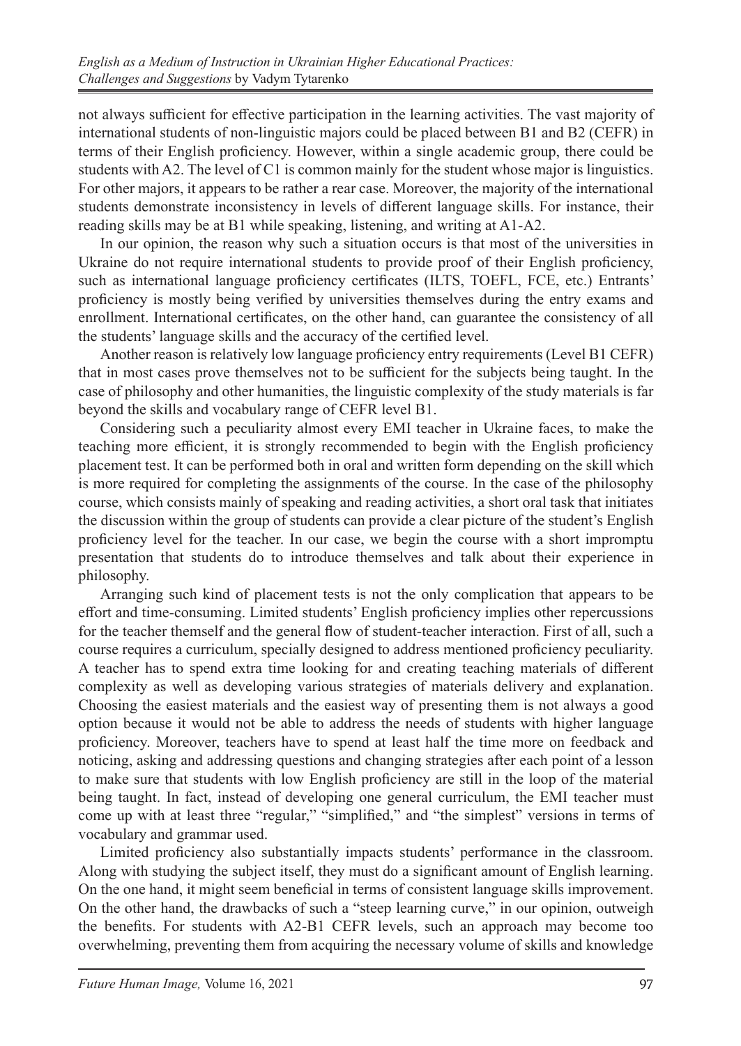not always sufficient for effective participation in the learning activities. The vast majority of international students of non-linguistic majors could be placed between B1 and B2 (CEFR) in terms of their English proficiency. However, within a single academic group, there could be students with A2. The level of C1 is common mainly for the student whose major is linguistics. For other majors, it appears to be rather a rear case. Moreover, the majority of the international students demonstrate inconsistency in levels of different language skills. For instance, their reading skills may be at B1 while speaking, listening, and writing at A1-A2.

In our opinion, the reason why such a situation occurs is that most of the universities in Ukraine do not require international students to provide proof of their English proficiency, such as international language proficiency certificates (ILTS, TOEFL, FCE, etc.) Entrants' proficiency is mostly being verified by universities themselves during the entry exams and enrollment. International certificates, on the other hand, can guarantee the consistency of all the students' language skills and the accuracy of the certified level.

Another reason is relatively low language proficiency entry requirements (Level B1 CEFR) that in most cases prove themselves not to be sufficient for the subjects being taught. In the case of philosophy and other humanities, the linguistic complexity of the study materials is far beyond the skills and vocabulary range of CEFR level B1.

Considering such a peculiarity almost every EMI teacher in Ukraine faces, to make the teaching more efficient, it is strongly recommended to begin with the English proficiency placement test. It can be performed both in oral and written form depending on the skill which is more required for completing the assignments of the course. In the case of the philosophy course, which consists mainly of speaking and reading activities, a short oral task that initiates the discussion within the group of students can provide a clear picture of the student's English proficiency level for the teacher. In our case, we begin the course with a short impromptu presentation that students do to introduce themselves and talk about their experience in philosophy.

Arranging such kind of placement tests is not the only complication that appears to be effort and time-consuming. Limited students' English proficiency implies other repercussions for the teacher themself and the general flow of student-teacher interaction. First of all, such a course requires a curriculum, specially designed to address mentioned proficiency peculiarity. A teacher has to spend extra time looking for and creating teaching materials of different complexity as well as developing various strategies of materials delivery and explanation. Choosing the easiest materials and the easiest way of presenting them is not always a good option because it would not be able to address the needs of students with higher language proficiency. Moreover, teachers have to spend at least half the time more on feedback and noticing, asking and addressing questions and changing strategies after each point of a lesson to make sure that students with low English proficiency are still in the loop of the material being taught. In fact, instead of developing one general curriculum, the EMI teacher must come up with at least three "regular," "simplified," and "the simplest" versions in terms of vocabulary and grammar used.

Limited proficiency also substantially impacts students' performance in the classroom. Along with studying the subject itself, they must do a significant amount of English learning. On the one hand, it might seem beneficial in terms of consistent language skills improvement. On the other hand, the drawbacks of such a "steep learning curve," in our opinion, outweigh the benefits. For students with A2-B1 CEFR levels, such an approach may become too overwhelming, preventing them from acquiring the necessary volume of skills and knowledge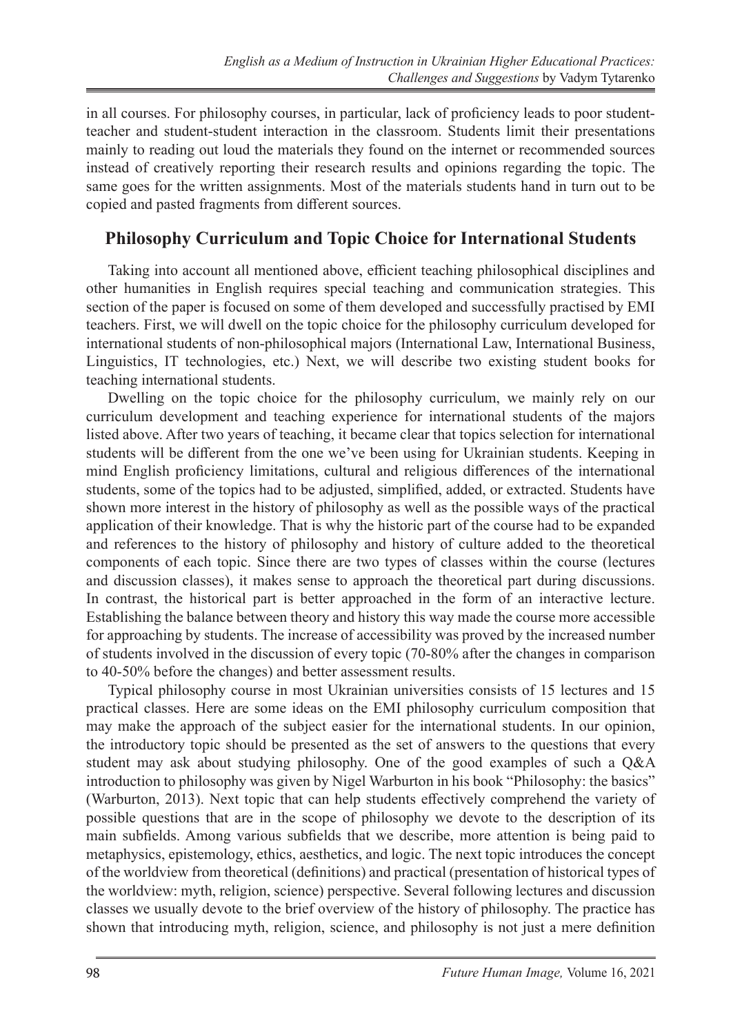in all courses. For philosophy courses, in particular, lack of proficiency leads to poor student-teacher and student-student interaction in the classroom. Students limit their presentations mainly to reading out loud the materials they found on the internet or recommended sources instead of creatively reporting their research results and opinions regarding the topic. The same goes for the written assignments. Most of the materials students hand in turn out to be copied and pasted fragments from different sources.

## Philosophy Curriculum and Topic Choice for International Students

Taking into account all mentioned above, efficient teaching philosophical disciplines and other humanities in English requires special teaching and communication strategies. This section of the paper is focused on some of them developed and successfully practised by EMI teachers. First, we will dwell on the topic choice for the philosophy curriculum developed for international students of non-philosophical majors (International Law, International Business, Linguistics, IT technologies, etc.) Next, we will describe two existing student books for teaching international students.

Dwelling on the topic choice for the philosophy curriculum, we mainly rely on our curriculum development and teaching experience for international students of the majors listed above. After two years of teaching, it became clear that topics selection for international students will be different from the one we've been using for Ukrainian students. Keeping in mind English proficiency limitations, cultural and religious differences of the international students, some of the topics had to be adjusted, simplified, added, or extracted. Students have shown more interest in the history of philosophy as well as the possible ways of the practical application of their knowledge. That is why the historic part of the course had to be expanded and references to the history of philosophy and history of culture added to the theoretical components of each topic. Since there are two types of classes within the course (lectures and discussion classes), it makes sense to approach the theoretical part during discussions. In contrast, the historical part is better approached in the form of an interactive lecture. Establishing the balance between theory and history this way made the course more accessible for approaching by students. The increase of accessibility was proved by the increased number of students involved in the discussion of every topic (70-80% after the changes in comparison to 40-50% before the changes) and better assessment results.

Typical philosophy course in most Ukrainian universities consists of 15 lectures and 15 practical classes. Here are some ideas on the EMI philosophy curriculum composition that may make the approach of the subject easier for the international students. In our opinion, the introductory topic should be presented as the set of answers to the questions that every student may ask about studying philosophy. One of the good examples of such a Q&A introduction to philosophy was given by Nigel Warburton in his book "Philosophy: the basics" (Warburton, 2013). Next topic that can help students effectively comprehend the variety of possible questions that are in the scope of philosophy we devote to the description of its main subfields. Among various subfields that we describe, more attention is being paid to metaphysics, epistemology, ethics, aesthetics, and logic. The next topic introduces the concept of the worldview from theoretical (definitions) and practical (presentation of historical types of the worldview: myth, religion, science) perspective. Several following lectures and discussion classes we usually devote to the brief overview of the history of philosophy. The practice has shown that introducing myth, religion, science, and philosophy is not just a mere definition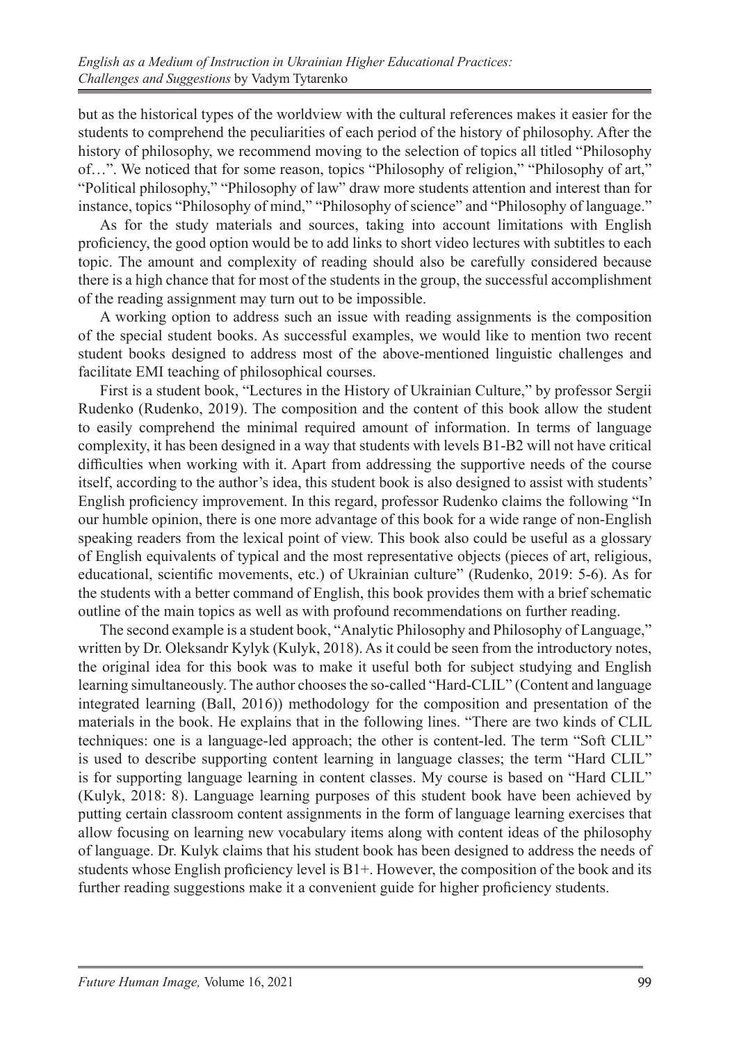but as the historical types of the worldview with the cultural references makes it easier for the students to comprehend the peculiarities of each period of the history of philosophy. After the history of philosophy, we recommend moving to the selection of topics all titled "Philosophy of…". We noticed that for some reason, topics "Philosophy of religion," "Philosophy of art," "Political philosophy," "Philosophy of law" draw more students attention and interest than for instance, topics "Philosophy of mind," "Philosophy of science" and "Philosophy of language."

As for the study materials and sources, taking into account limitations with English proficiency, the good option would be to add links to short video lectures with subtitles to each topic. The amount and complexity of reading should also be carefully considered because there is a high chance that for most of the students in the group, the successful accomplishment of the reading assignment may turn out to be impossible.

A working option to address such an issue with reading assignments is the composition of the special student books. As successful examples, we would like to mention two recent student books designed to address most of the above-mentioned linguistic challenges and facilitate EMI teaching of philosophical courses.

First is a student book, "Lectures in the History of Ukrainian Culture," by professor Sergii Rudenko (Rudenko, 2019). The composition and the content of this book allow the student to easily comprehend the minimal required amount of information. In terms of language complexity, it has been designed in a way that students with levels B1-B2 will not have critical difficulties when working with it. Apart from addressing the supportive needs of the course itself, according to the author's idea, this student book is also designed to assist with students' English proficiency improvement. In this regard, professor Rudenko claims the following "In our humble opinion, there is one more advantage of this book for a wide range of non-English speaking readers from the lexical point of view. This book also could be useful as a glossary of English equivalents of typical and the most representative objects (pieces of art, religious, educational, scientific movements, etc.) of Ukrainian culture" (Rudenko, 2019: 5-6). As for the students with a better command of English, this book provides them with a brief schematic outline of the main topics as well as with profound recommendations on further reading.

The second example is a student book, "Analytic Philosophy and Philosophy of Language," written by Dr. Oleksandr Kylyk (Kulyk, 2018). As it could be seen from the introductory notes, the original idea for this book was to make it useful both for subject studying and English learning simultaneously. The author chooses the so-called "Hard-CLIL" (Content and language integrated learning (Ball, 2016)) methodology for the composition and presentation of the materials in the book. He explains that in the following lines. "There are two kinds of CLIL techniques: one is a language-led approach; the other is content-led. The term "Soft CLIL" is used to describe supporting content learning in language classes; the term "Hard CLIL" is for supporting language learning in content classes. My course is based on "Hard CLIL" (Kulyk, 2018: 8). Language learning purposes of this student book have been achieved by putting certain classroom content assignments in the form of language learning exercises that allow focusing on learning new vocabulary items along with content ideas of the philosophy of language. Dr. Kulyk claims that his student book has been designed to address the needs of students whose English proficiency level is B1+. However, the composition of the book and its further reading suggestions make it a convenient guide for higher proficiency students.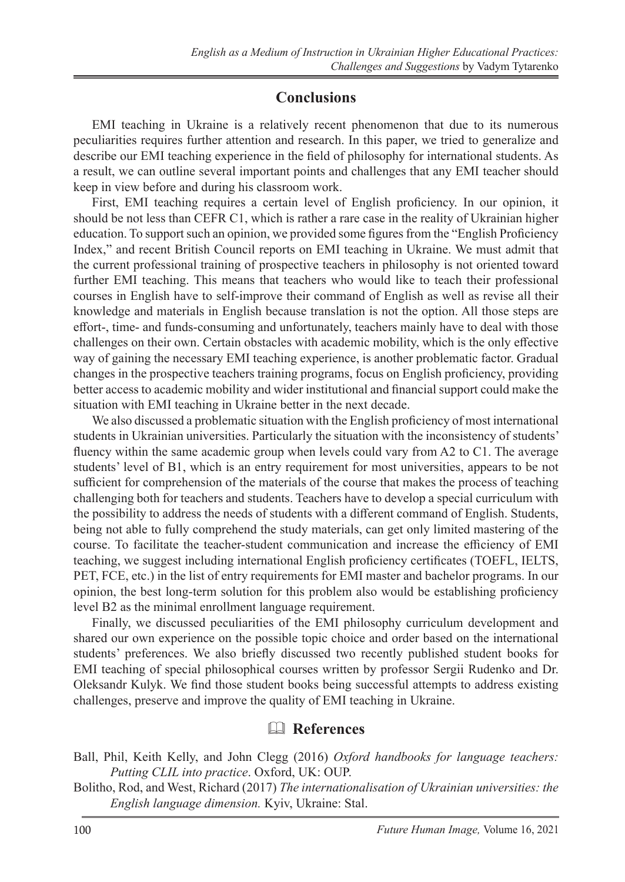## Conclusions

EMI teaching in Ukraine is a relatively recent phenomenon that due to its numerous peculiarities requires further attention and research. In this paper, we tried to generalize and describe our EMI teaching experience in the field of philosophy for international students. As a result, we can outline several important points and challenges that any EMI teacher should keep in view before and during his classroom work.

First, EMI teaching requires a certain level of English proficiency. In our opinion, it should be not less than CEFR C1, which is rather a rare case in the reality of Ukrainian higher education. To support such an opinion, we provided some figures from the "English Proficiency Index," and recent British Council reports on EMI teaching in Ukraine. We must admit that the current professional training of prospective teachers in philosophy is not oriented toward further EMI teaching. This means that teachers who would like to teach their professional courses in English have to self-improve their command of English as well as revise all their knowledge and materials in English because translation is not the option. All those steps are effort-, time- and funds-consuming and unfortunately, teachers mainly have to deal with those challenges on their own. Certain obstacles with academic mobility, which is the only effective way of gaining the necessary EMI teaching experience, is another problematic factor. Gradual changes in the prospective teachers training programs, focus on English proficiency, providing better access to academic mobility and wider institutional and financial support could make the situation with EMI teaching in Ukraine better in the next decade.

We also discussed a problematic situation with the English proficiency of most international students in Ukrainian universities. Particularly the situation with the inconsistency of students' fluency within the same academic group when levels could vary from A2 to C1. The average students' level of B1, which is an entry requirement for most universities, appears to be not sufficient for comprehension of the materials of the course that makes the process of teaching challenging both for teachers and students. Teachers have to develop a special curriculum with the possibility to address the needs of students with a different command of English. Students, being not able to fully comprehend the study materials, can get only limited mastering of the course. To facilitate the teacher-student communication and increase the efficiency of EMI teaching, we suggest including international English proficiency certificates (TOEFL, IELTS, PET, FCE, etc.) in the list of entry requirements for EMI master and bachelor programs. In our opinion, the best long-term solution for this problem also would be establishing proficiency level B2 as the minimal enrollment language requirement.

Finally, we discussed peculiarities of the EMI philosophy curriculum development and shared our own experience on the possible topic choice and order based on the international students' preferences. We also briefly discussed two recently published student books for EMI teaching of special philosophical courses written by professor Sergii Rudenko and Dr. Oleksandr Kulyk. We find those student books being successful attempts to address existing challenges, preserve and improve the quality of EMI teaching in Ukraine.

## 🕮 References

Ball, Phil, Keith Kelly, and John Clegg (2016) *Oxford handbooks for language teachers: Putting CLIL into practice*. Oxford, UK: OUP.

Bolitho, Rod, and West, Richard (2017) *The internationalisation of Ukrainian universities: the English language dimension.* Kyiv, Ukraine: Stal.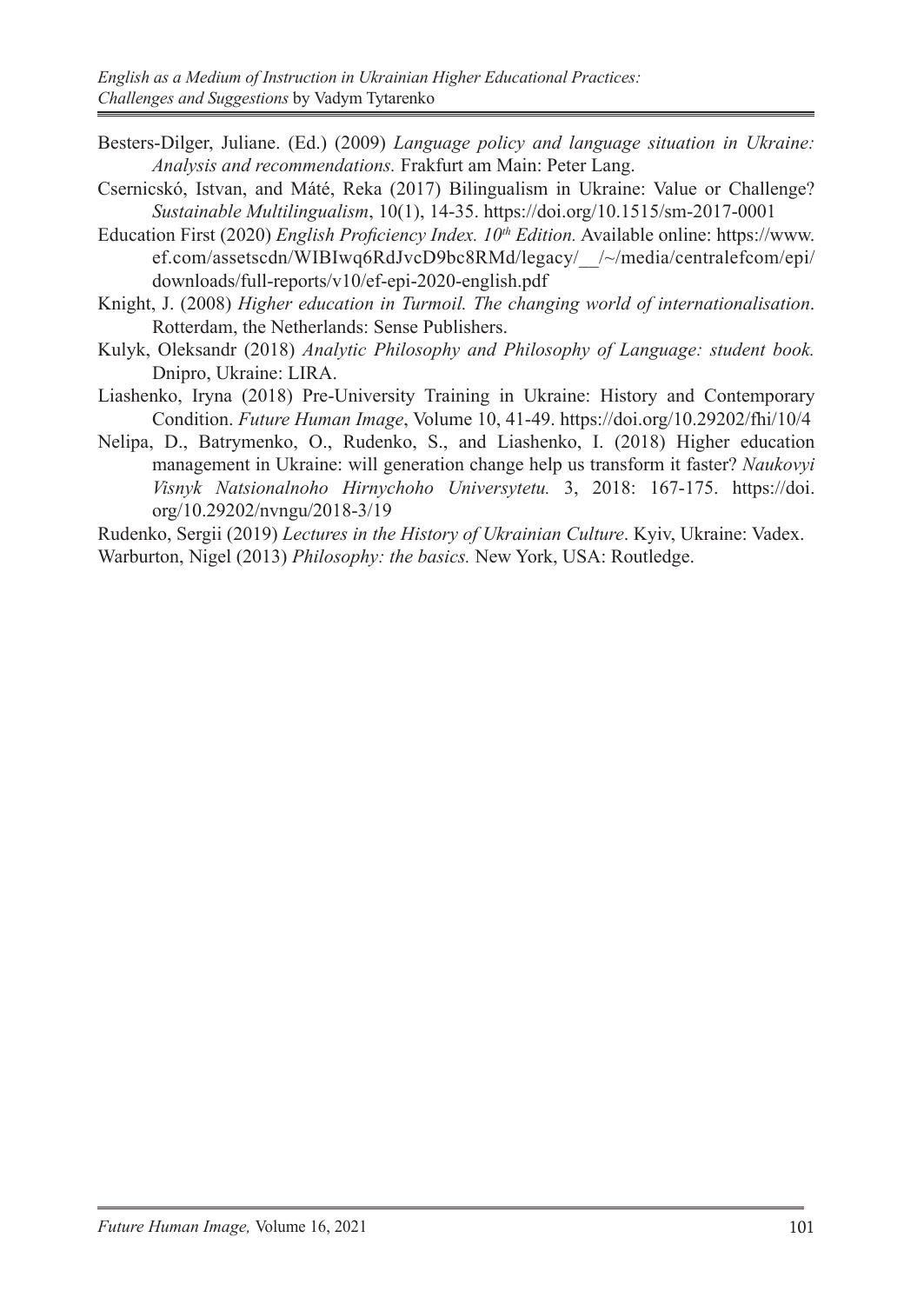Besters-Dilger, Juliane. (Ed.) (2009) *Language policy and language situation in Ukraine: Analysis and recommendations.* Frakfurt am Main: Peter Lang.

Csernicskó, Istvan, and Máté, Reka (2017) Bilingualism in Ukraine: Value or Challenge? *Sustainable Multilingualism*, 10(1), 14-35. https://doi.org/10.1515/sm-2017-0001

Education First (2020) *English Proficiency Index. 10th Edition.* Available online: https://www.ef.com/assetscdn/WIBIwq6RdJvcD9bc8RMd/legacy/__/~/media/centralefcom/epi/downloads/full-reports/v10/ef-epi-2020-english.pdf

Knight, J. (2008) *Higher education in Turmoil. The changing world of internationalisation*. Rotterdam, the Netherlands: Sense Publishers.

Kulyk, Oleksandr (2018) *Analytic Philosophy and Philosophy of Language: student book.* Dnipro, Ukraine: LIRA.

Liashenko, Iryna (2018) Pre-University Training in Ukraine: History and Contemporary Condition. *Future Human Image*, Volume 10, 41-49. https://doi.org/10.29202/fhi/10/4

Nelipa, D., Batrymenko, O., Rudenko, S., and Liashenko, I. (2018) Higher education management in Ukraine: will generation change help us transform it faster? *Naukovyi Visnyk Natsionalnoho Hirnychoho Universytetu.* 3, 2018: 167-175. https://doi.org/10.29202/nvngu/2018-3/19

Rudenko, Sergii (2019) *Lectures in the History of Ukrainian Culture*. Kyiv, Ukraine: Vadex.

Warburton, Nigel (2013) *Philosophy: the basics.* New York, USA: Routledge.